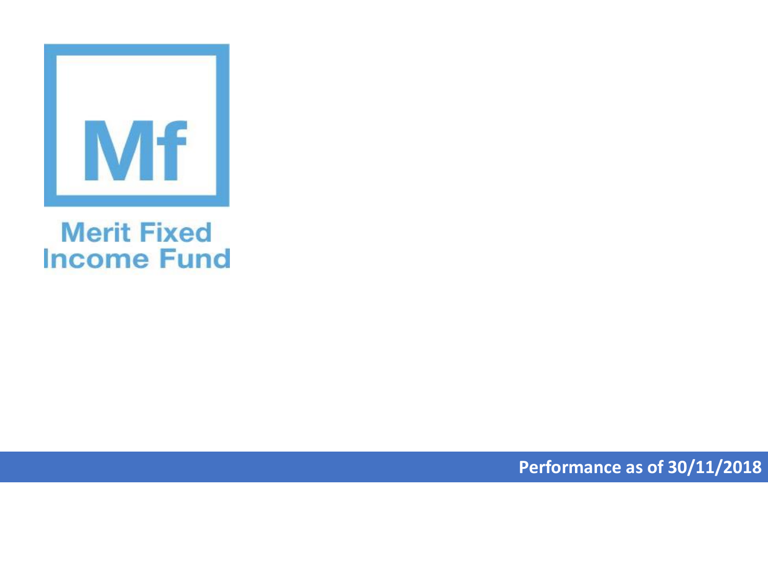Mf

# Merit Fixed Income Fund

**Performance as of 30/11/2018**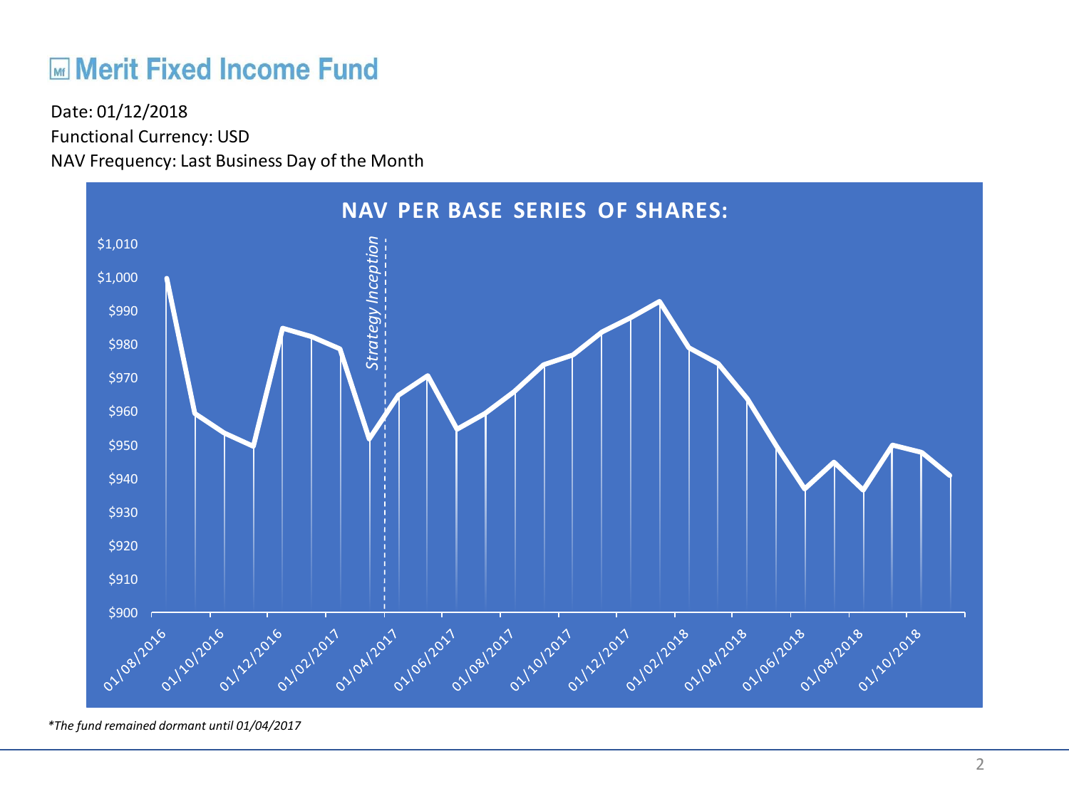# Merit Fixed Income Fund

Date: 01/12/2018

Functional Currency: USD

NAV Frequency: Last Business Day of the Month

**NAV PER BASE SERIES OF SHARES:**

*\*The fund remained dormant until 01/04/2017*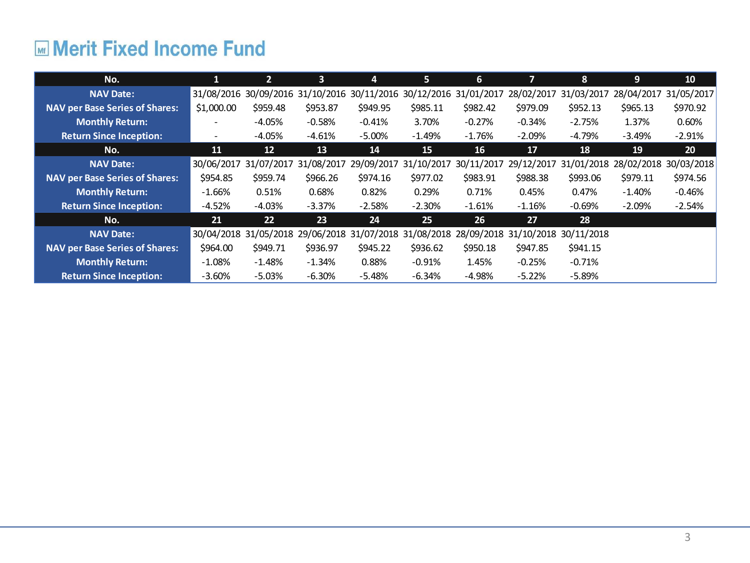# Merit Fixed Income Fund

| No. | 1 | 2 | 3 | 4 | 5 | 6 | 7 | 8 | 9 | 10 |
|---|---|---|---|---|---|---|---|---|---|---|
| NAV Date: | 31/08/2016 | 30/09/2016 | 31/10/2016 | 30/11/2016 | 30/12/2016 | 31/01/2017 | 28/02/2017 | 31/03/2017 | 28/04/2017 | 31/05/2017 |
| NAV per Base Series of Shares: | $1,000.00 | $959.48 | $953.87 | $949.95 | $985.11 | $982.42 | $979.09 | $952.13 | $965.13 | $970.92 |
| Monthly Return: | - | -4.05% | -0.58% | -0.41% | 3.70% | -0.27% | -0.34% | -2.75% | 1.37% | 0.60% |
| Return Since Inception: | - | -4.05% | -4.61% | -5.00% | -1.49% | -1.76% | -2.09% | -4.79% | -3.49% | -2.91% |
| **No.** | **11** | **12** | **13** | **14** | **15** | **16** | **17** | **18** | **19** | **20** |
| NAV Date: | 30/06/2017 | 31/07/2017 | 31/08/2017 | 29/09/2017 | 31/10/2017 | 30/11/2017 | 29/12/2017 | 31/01/2018 | 28/02/2018 | 30/03/2018 |
| NAV per Base Series of Shares: | $954.85 | $959.74 | $966.26 | $974.16 | $977.02 | $983.91 | $988.38 | $993.06 | $979.11 | $974.56 |
| Monthly Return: | -1.66% | 0.51% | 0.68% | 0.82% | 0.29% | 0.71% | 0.45% | 0.47% | -1.40% | -0.46% |
| Return Since Inception: | -4.52% | -4.03% | -3.37% | -2.58% | -2.30% | -1.61% | -1.16% | -0.69% | -2.09% | -2.54% |
| **No.** | **21** | **22** | **23** | **24** | **25** | **26** | **27** | **28** | | |
| NAV Date: | 30/04/2018 | 31/05/2018 | 29/06/2018 | 31/07/2018 | 31/08/2018 | 28/09/2018 | 31/10/2018 | 30/11/2018 | | |
| NAV per Base Series of Shares: | $964.00 | $949.71 | $936.97 | $945.22 | $936.62 | $950.18 | $947.85 | $941.15 | | |
| Monthly Return: | -1.08% | -1.48% | -1.34% | 0.88% | -0.91% | 1.45% | -0.25% | -0.71% | | |
| Return Since Inception: | -3.60% | -5.03% | -6.30% | -5.48% | -6.34% | -4.98% | -5.22% | -5.89% | | |